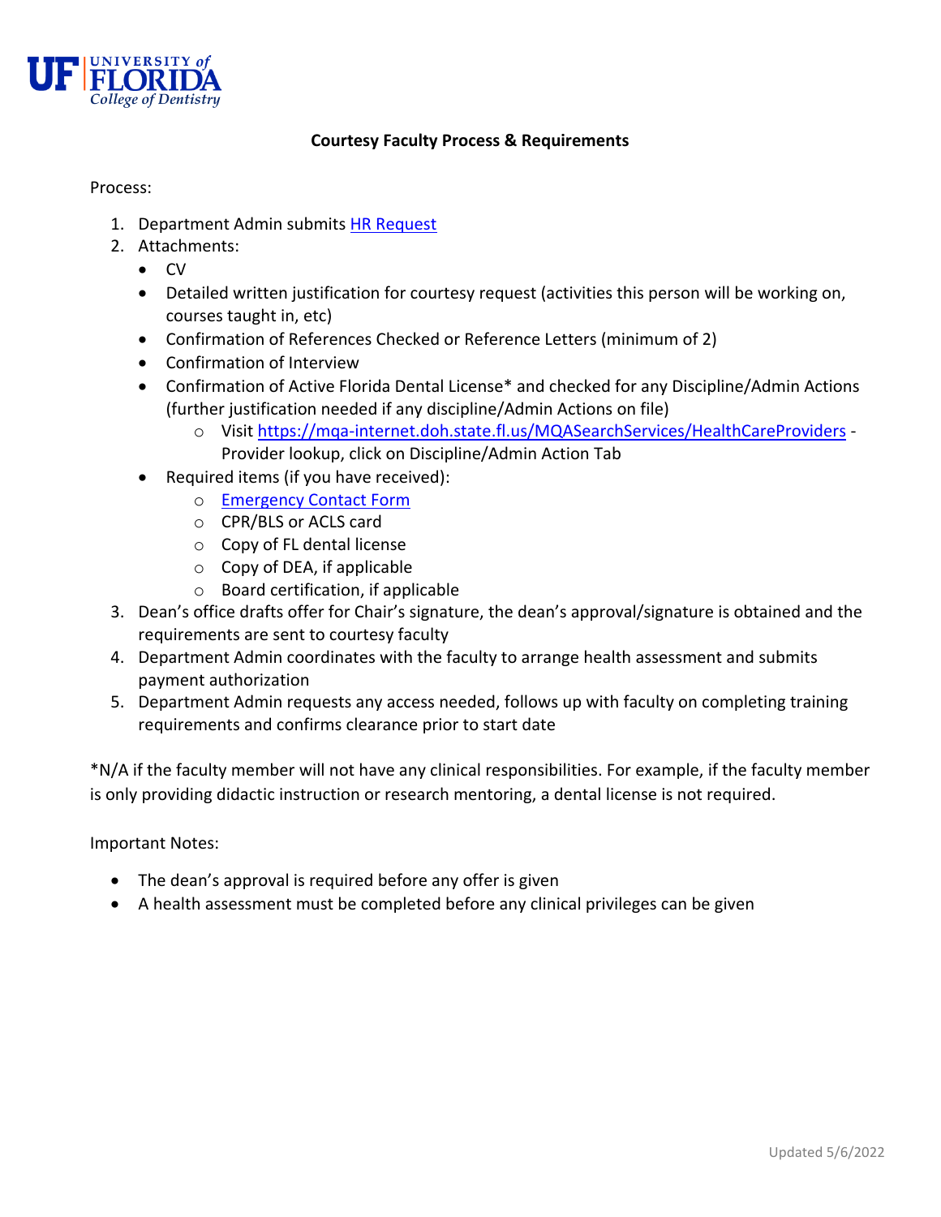UF UNIVERSITY of FLORIDA College of Dentistry

# Courtesy Faculty Process & Requirements

Process:

1. Department Admin submits [HR Request]
2. Attachments:
   - CV
   - Detailed written justification for courtesy request (activities this person will be working on, courses taught in, etc)
   - Confirmation of References Checked or Reference Letters (minimum of 2)
   - Confirmation of Interview
   - Confirmation of Active Florida Dental License* and checked for any Discipline/Admin Actions (further justification needed if any discipline/Admin Actions on file)
     - Visit https://mqa-internet.doh.state.fl.us/MQASearchServices/HealthCareProviders - Provider lookup, click on Discipline/Admin Action Tab
   - Required items (if you have received):
     - [Emergency Contact Form]
     - CPR/BLS or ACLS card
     - Copy of FL dental license
     - Copy of DEA, if applicable
     - Board certification, if applicable
3. Dean's office drafts offer for Chair's signature, the dean's approval/signature is obtained and the requirements are sent to courtesy faculty
4. Department Admin coordinates with the faculty to arrange health assessment and submits payment authorization
5. Department Admin requests any access needed, follows up with faculty on completing training requirements and confirms clearance prior to start date

*N/A if the faculty member will not have any clinical responsibilities. For example, if the faculty member is only providing didactic instruction or research mentoring, a dental license is not required.

Important Notes:

- The dean's approval is required before any offer is given
- A health assessment must be completed before any clinical privileges can be given

Updated 5/6/2022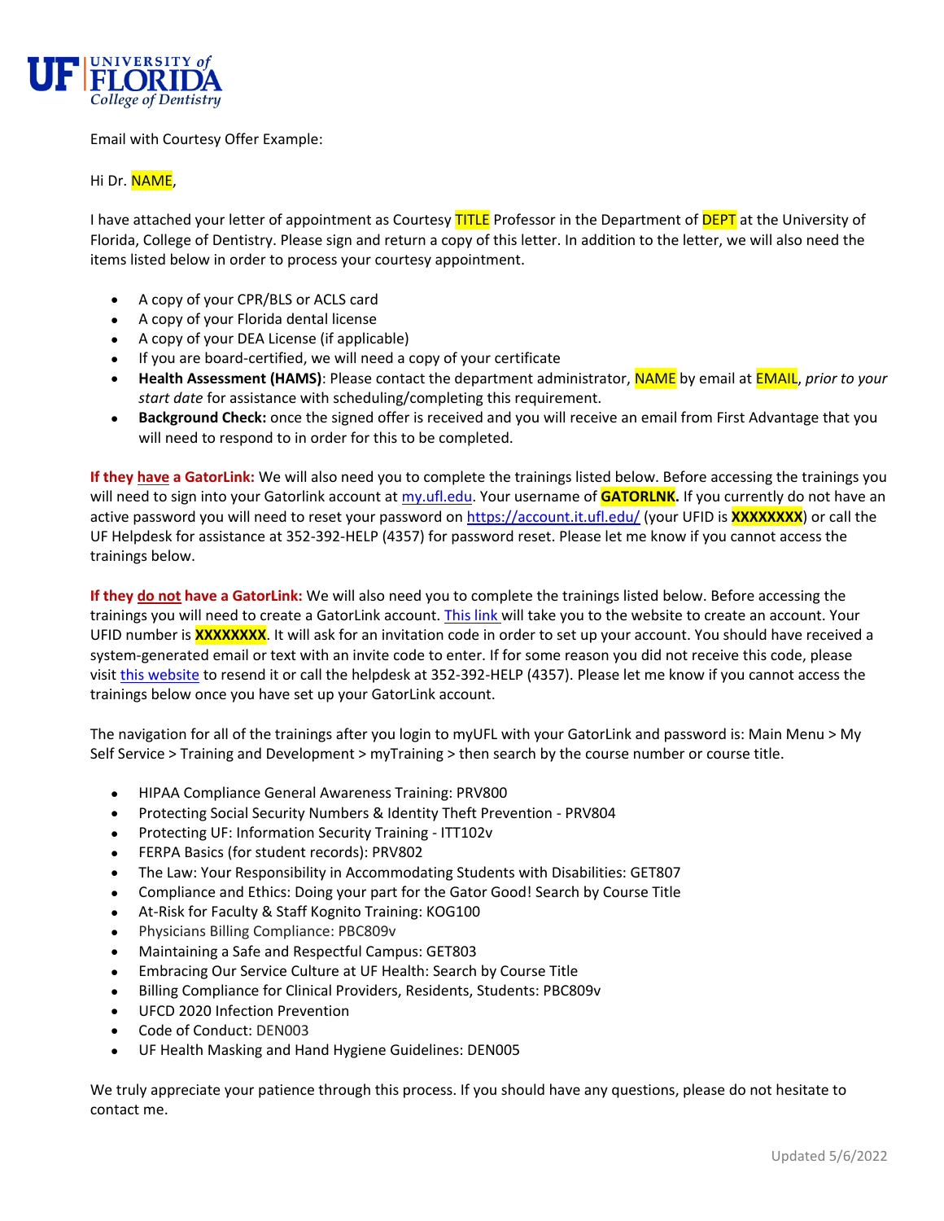**UF** UNIVERSITY of FLORIDA
*College of Dentistry*

Email with Courtesy Offer Example:

Hi Dr. NAME,

I have attached your letter of appointment as Courtesy TITLE Professor in the Department of DEPT at the University of Florida, College of Dentistry. Please sign and return a copy of this letter. In addition to the letter, we will also need the items listed below in order to process your courtesy appointment.

- A copy of your CPR/BLS or ACLS card
- A copy of your Florida dental license
- A copy of your DEA License (if applicable)
- If you are board-certified, we will need a copy of your certificate
- **Health Assessment (HAMS)**: Please contact the department administrator, NAME by email at EMAIL, *prior to your start date* for assistance with scheduling/completing this requirement.
- **Background Check:** once the signed offer is received and you will receive an email from First Advantage that you will need to respond to in order for this to be completed.

**If they have a GatorLink:** We will also need you to complete the trainings listed below. Before accessing the trainings you will need to sign into your Gatorlink account at my.ufl.edu. Your username of **GATORLNK.** If you currently do not have an active password you will need to reset your password on https://account.it.ufl.edu/ (your UFID is **XXXXXXXX**) or call the UF Helpdesk for assistance at 352-392-HELP (4357) for password reset. Please let me know if you cannot access the trainings below.

**If they do not have a GatorLink:** We will also need you to complete the trainings listed below. Before accessing the trainings you will need to create a GatorLink account. This link will take you to the website to create an account. Your UFID number is **XXXXXXXX**. It will ask for an invitation code in order to set up your account. You should have received a system-generated email or text with an invite code to enter. If for some reason you did not receive this code, please visit this website to resend it or call the helpdesk at 352-392-HELP (4357). Please let me know if you cannot access the trainings below once you have set up your GatorLink account.

The navigation for all of the trainings after you login to myUFL with your GatorLink and password is: Main Menu > My Self Service > Training and Development > myTraining > then search by the course number or course title.

- HIPAA Compliance General Awareness Training: PRV800
- Protecting Social Security Numbers & Identity Theft Prevention - PRV804
- Protecting UF: Information Security Training - ITT102v
- FERPA Basics (for student records): PRV802
- The Law: Your Responsibility in Accommodating Students with Disabilities: GET807
- Compliance and Ethics: Doing your part for the Gator Good! Search by Course Title
- At-Risk for Faculty & Staff Kognito Training: KOG100
- Physicians Billing Compliance: PBC809v
- Maintaining a Safe and Respectful Campus: GET803
- Embracing Our Service Culture at UF Health: Search by Course Title
- Billing Compliance for Clinical Providers, Residents, Students: PBC809v
- UFCD 2020 Infection Prevention
- Code of Conduct: DEN003
- UF Health Masking and Hand Hygiene Guidelines: DEN005

We truly appreciate your patience through this process. If you should have any questions, please do not hesitate to contact me.

Updated 5/6/2022